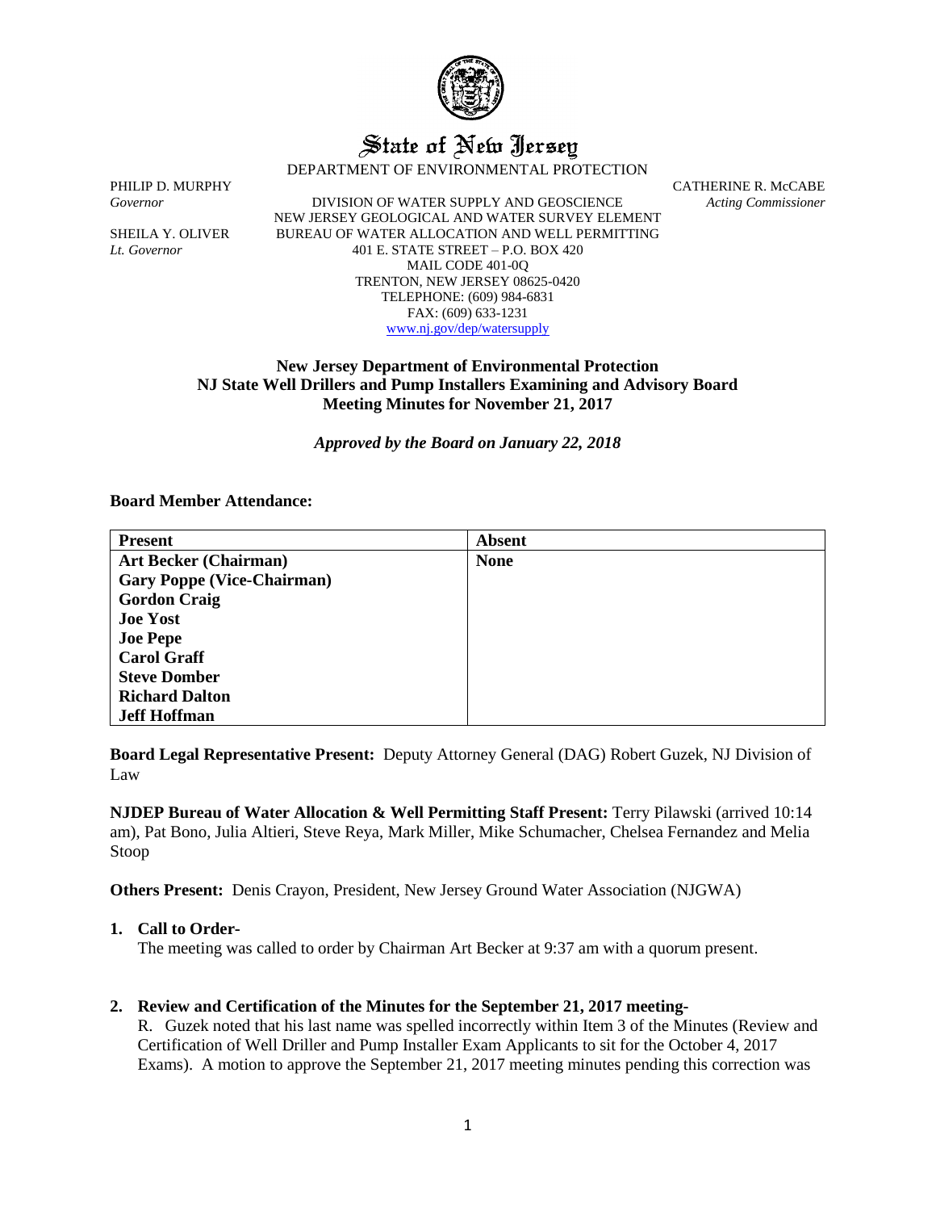# State of New Jersey

DEPARTMENT OF ENVIRONMENTAL PROTECTION

PHILIP D. MURPHY
*Governor*

SHEILA Y. OLIVER
*Lt. Governor*

DIVISION OF WATER SUPPLY AND GEOSCIENCE
NEW JERSEY GEOLOGICAL AND WATER SURVEY ELEMENT
BUREAU OF WATER ALLOCATION AND WELL PERMITTING
401 E. STATE STREET – P.O. BOX 420
MAIL CODE 401-0Q
TRENTON, NEW JERSEY 08625-0420
TELEPHONE: (609) 984-6831
FAX: (609) 633-1231
www.nj.gov/dep/watersupply

CATHERINE R. McCABE
*Acting Commissioner*

**New Jersey Department of Environmental Protection**
**NJ State Well Drillers and Pump Installers Examining and Advisory Board**
**Meeting Minutes for November 21, 2017**

***Approved by the Board on January 22, 2018***

**Board Member Attendance:**

| **Present** | **Absent** |
|---|---|
| **Art Becker (Chairman)** | **None** |
| **Gary Poppe (Vice-Chairman)** | |
| **Gordon Craig** | |
| **Joe Yost** | |
| **Joe Pepe** | |
| **Carol Graff** | |
| **Steve Domber** | |
| **Richard Dalton** | |
| **Jeff Hoffman** | |

**Board Legal Representative Present:** Deputy Attorney General (DAG) Robert Guzek, NJ Division of Law

**NJDEP Bureau of Water Allocation & Well Permitting Staff Present:** Terry Pilawski (arrived 10:14 am), Pat Bono, Julia Altieri, Steve Reya, Mark Miller, Mike Schumacher, Chelsea Fernandez and Melia Stoop

**Others Present:** Denis Crayon, President, New Jersey Ground Water Association (NJGWA)

1. **Call to Order-**
   The meeting was called to order by Chairman Art Becker at 9:37 am with a quorum present.

2. **Review and Certification of the Minutes for the September 21, 2017 meeting-**
   R. Guzek noted that his last name was spelled incorrectly within Item 3 of the Minutes (Review and Certification of Well Driller and Pump Installer Exam Applicants to sit for the October 4, 2017 Exams). A motion to approve the September 21, 2017 meeting minutes pending this correction was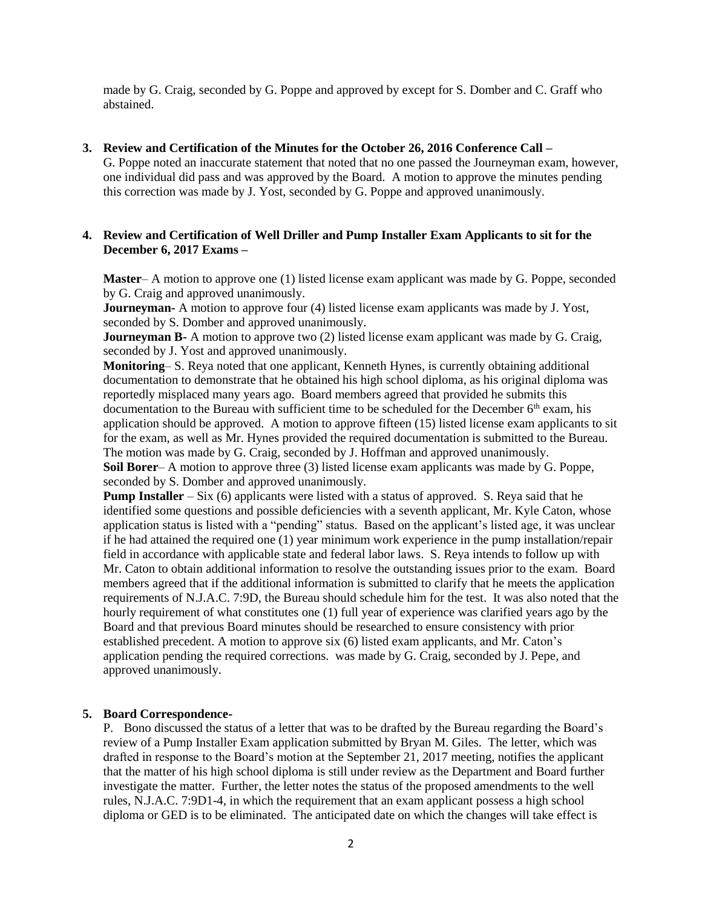made by G. Craig, seconded by G. Poppe and approved by except for S. Domber and C. Graff who abstained.

**3. Review and Certification of the Minutes for the October 26, 2016 Conference Call –**

G. Poppe noted an inaccurate statement that noted that no one passed the Journeyman exam, however, one individual did pass and was approved by the Board. A motion to approve the minutes pending this correction was made by J. Yost, seconded by G. Poppe and approved unanimously.

**4. Review and Certification of Well Driller and Pump Installer Exam Applicants to sit for the December 6, 2017 Exams –**

**Master**– A motion to approve one (1) listed license exam applicant was made by G. Poppe, seconded by G. Craig and approved unanimously.

**Journeyman-** A motion to approve four (4) listed license exam applicants was made by J. Yost, seconded by S. Domber and approved unanimously.

**Journeyman B-** A motion to approve two (2) listed license exam applicant was made by G. Craig, seconded by J. Yost and approved unanimously.

**Monitoring**– S. Reya noted that one applicant, Kenneth Hynes, is currently obtaining additional documentation to demonstrate that he obtained his high school diploma, as his original diploma was reportedly misplaced many years ago. Board members agreed that provided he submits this documentation to the Bureau with sufficient time to be scheduled for the December 6th exam, his application should be approved. A motion to approve fifteen (15) listed license exam applicants to sit for the exam, as well as Mr. Hynes provided the required documentation is submitted to the Bureau. The motion was made by G. Craig, seconded by J. Hoffman and approved unanimously.

**Soil Borer**– A motion to approve three (3) listed license exam applicants was made by G. Poppe, seconded by S. Domber and approved unanimously.

**Pump Installer** – Six (6) applicants were listed with a status of approved. S. Reya said that he identified some questions and possible deficiencies with a seventh applicant, Mr. Kyle Caton, whose application status is listed with a "pending" status. Based on the applicant's listed age, it was unclear if he had attained the required one (1) year minimum work experience in the pump installation/repair field in accordance with applicable state and federal labor laws. S. Reya intends to follow up with Mr. Caton to obtain additional information to resolve the outstanding issues prior to the exam. Board members agreed that if the additional information is submitted to clarify that he meets the application requirements of N.J.A.C. 7:9D, the Bureau should schedule him for the test. It was also noted that the hourly requirement of what constitutes one (1) full year of experience was clarified years ago by the Board and that previous Board minutes should be researched to ensure consistency with prior established precedent. A motion to approve six (6) listed exam applicants, and Mr. Caton's application pending the required corrections. was made by G. Craig, seconded by J. Pepe, and approved unanimously.

**5. Board Correspondence-**

P. Bono discussed the status of a letter that was to be drafted by the Bureau regarding the Board's review of a Pump Installer Exam application submitted by Bryan M. Giles. The letter, which was drafted in response to the Board's motion at the September 21, 2017 meeting, notifies the applicant that the matter of his high school diploma is still under review as the Department and Board further investigate the matter. Further, the letter notes the status of the proposed amendments to the well rules, N.J.A.C. 7:9D1-4, in which the requirement that an exam applicant possess a high school diploma or GED is to be eliminated. The anticipated date on which the changes will take effect is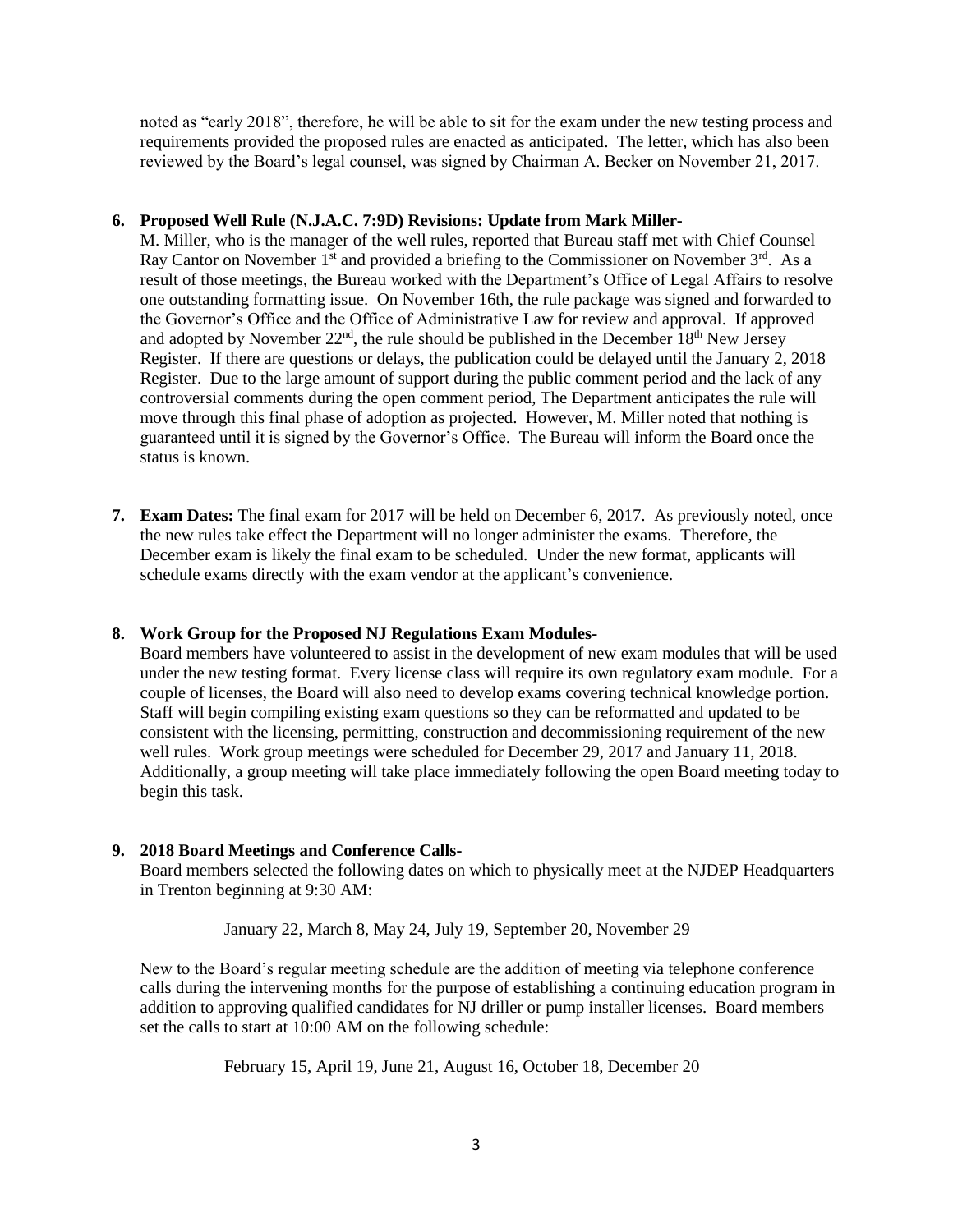noted as "early 2018", therefore, he will be able to sit for the exam under the new testing process and requirements provided the proposed rules are enacted as anticipated. The letter, which has also been reviewed by the Board's legal counsel, was signed by Chairman A. Becker on November 21, 2017.

6. **Proposed Well Rule (N.J.A.C. 7:9D) Revisions: Update from Mark Miller-**

   M. Miller, who is the manager of the well rules, reported that Bureau staff met with Chief Counsel Ray Cantor on November 1st and provided a briefing to the Commissioner on November 3rd. As a result of those meetings, the Bureau worked with the Department's Office of Legal Affairs to resolve one outstanding formatting issue. On November 16th, the rule package was signed and forwarded to the Governor's Office and the Office of Administrative Law for review and approval. If approved and adopted by November 22nd, the rule should be published in the December 18th New Jersey Register. If there are questions or delays, the publication could be delayed until the January 2, 2018 Register. Due to the large amount of support during the public comment period and the lack of any controversial comments during the open comment period, The Department anticipates the rule will move through this final phase of adoption as projected. However, M. Miller noted that nothing is guaranteed until it is signed by the Governor's Office. The Bureau will inform the Board once the status is known.

7. **Exam Dates:** The final exam for 2017 will be held on December 6, 2017. As previously noted, once the new rules take effect the Department will no longer administer the exams. Therefore, the December exam is likely the final exam to be scheduled. Under the new format, applicants will schedule exams directly with the exam vendor at the applicant's convenience.

8. **Work Group for the Proposed NJ Regulations Exam Modules-**

   Board members have volunteered to assist in the development of new exam modules that will be used under the new testing format. Every license class will require its own regulatory exam module. For a couple of licenses, the Board will also need to develop exams covering technical knowledge portion. Staff will begin compiling existing exam questions so they can be reformatted and updated to be consistent with the licensing, permitting, construction and decommissioning requirement of the new well rules. Work group meetings were scheduled for December 29, 2017 and January 11, 2018. Additionally, a group meeting will take place immediately following the open Board meeting today to begin this task.

9. **2018 Board Meetings and Conference Calls-**

   Board members selected the following dates on which to physically meet at the NJDEP Headquarters in Trenton beginning at 9:30 AM:

   January 22, March 8, May 24, July 19, September 20, November 29

   New to the Board's regular meeting schedule are the addition of meeting via telephone conference calls during the intervening months for the purpose of establishing a continuing education program in addition to approving qualified candidates for NJ driller or pump installer licenses. Board members set the calls to start at 10:00 AM on the following schedule:

   February 15, April 19, June 21, August 16, October 18, December 20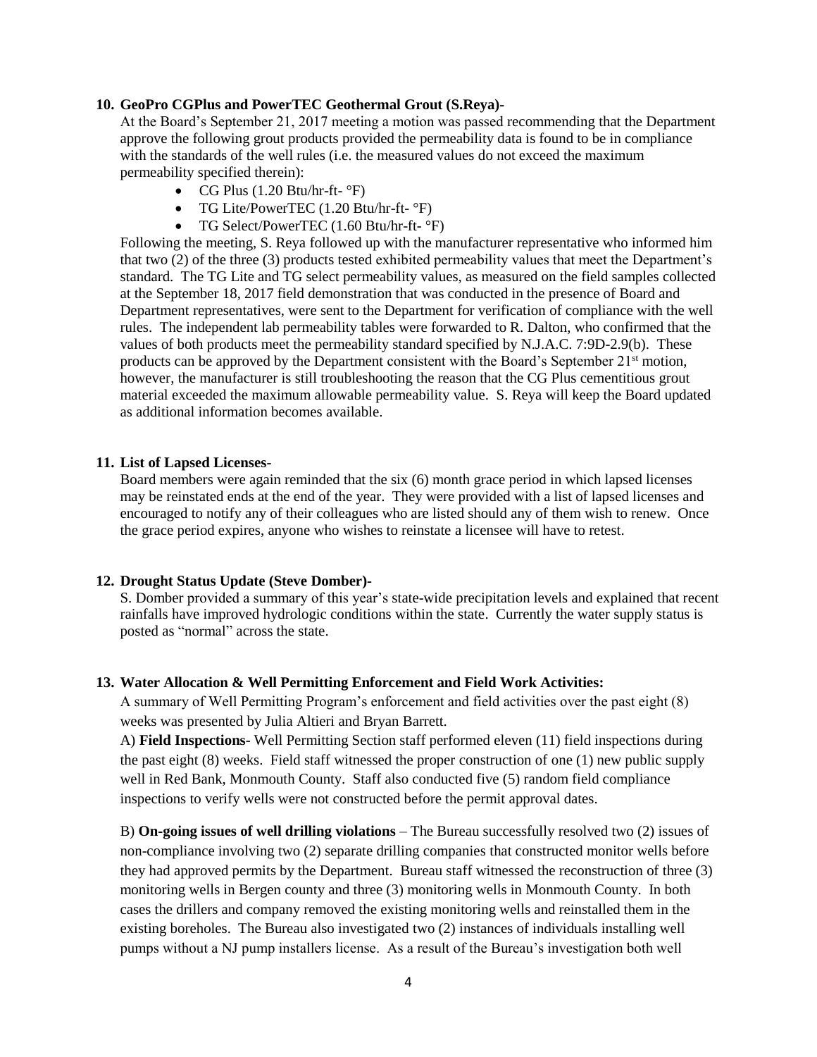**10. GeoPro CGPlus and PowerTEC Geothermal Grout (S.Reya)-**

At the Board's September 21, 2017 meeting a motion was passed recommending that the Department approve the following grout products provided the permeability data is found to be in compliance with the standards of the well rules (i.e. the measured values do not exceed the maximum permeability specified therein):

- CG Plus (1.20 Btu/hr-ft- °F)
- TG Lite/PowerTEC (1.20 Btu/hr-ft- °F)
- TG Select/PowerTEC (1.60 Btu/hr-ft- °F)

Following the meeting, S. Reya followed up with the manufacturer representative who informed him that two (2) of the three (3) products tested exhibited permeability values that meet the Department's standard. The TG Lite and TG select permeability values, as measured on the field samples collected at the September 18, 2017 field demonstration that was conducted in the presence of Board and Department representatives, were sent to the Department for verification of compliance with the well rules. The independent lab permeability tables were forwarded to R. Dalton, who confirmed that the values of both products meet the permeability standard specified by N.J.A.C. 7:9D-2.9(b). These products can be approved by the Department consistent with the Board's September 21st motion, however, the manufacturer is still troubleshooting the reason that the CG Plus cementitious grout material exceeded the maximum allowable permeability value. S. Reya will keep the Board updated as additional information becomes available.

**11. List of Lapsed Licenses-**

Board members were again reminded that the six (6) month grace period in which lapsed licenses may be reinstated ends at the end of the year. They were provided with a list of lapsed licenses and encouraged to notify any of their colleagues who are listed should any of them wish to renew. Once the grace period expires, anyone who wishes to reinstate a licensee will have to retest.

**12. Drought Status Update (Steve Domber)-**

S. Domber provided a summary of this year's state-wide precipitation levels and explained that recent rainfalls have improved hydrologic conditions within the state. Currently the water supply status is posted as "normal" across the state.

**13. Water Allocation & Well Permitting Enforcement and Field Work Activities:**

A summary of Well Permitting Program's enforcement and field activities over the past eight (8) weeks was presented by Julia Altieri and Bryan Barrett.

A) **Field Inspections**- Well Permitting Section staff performed eleven (11) field inspections during the past eight (8) weeks. Field staff witnessed the proper construction of one (1) new public supply well in Red Bank, Monmouth County. Staff also conducted five (5) random field compliance inspections to verify wells were not constructed before the permit approval dates.

B) **On-going issues of well drilling violations** – The Bureau successfully resolved two (2) issues of non-compliance involving two (2) separate drilling companies that constructed monitor wells before they had approved permits by the Department. Bureau staff witnessed the reconstruction of three (3) monitoring wells in Bergen county and three (3) monitoring wells in Monmouth County. In both cases the drillers and company removed the existing monitoring wells and reinstalled them in the existing boreholes. The Bureau also investigated two (2) instances of individuals installing well pumps without a NJ pump installers license. As a result of the Bureau's investigation both well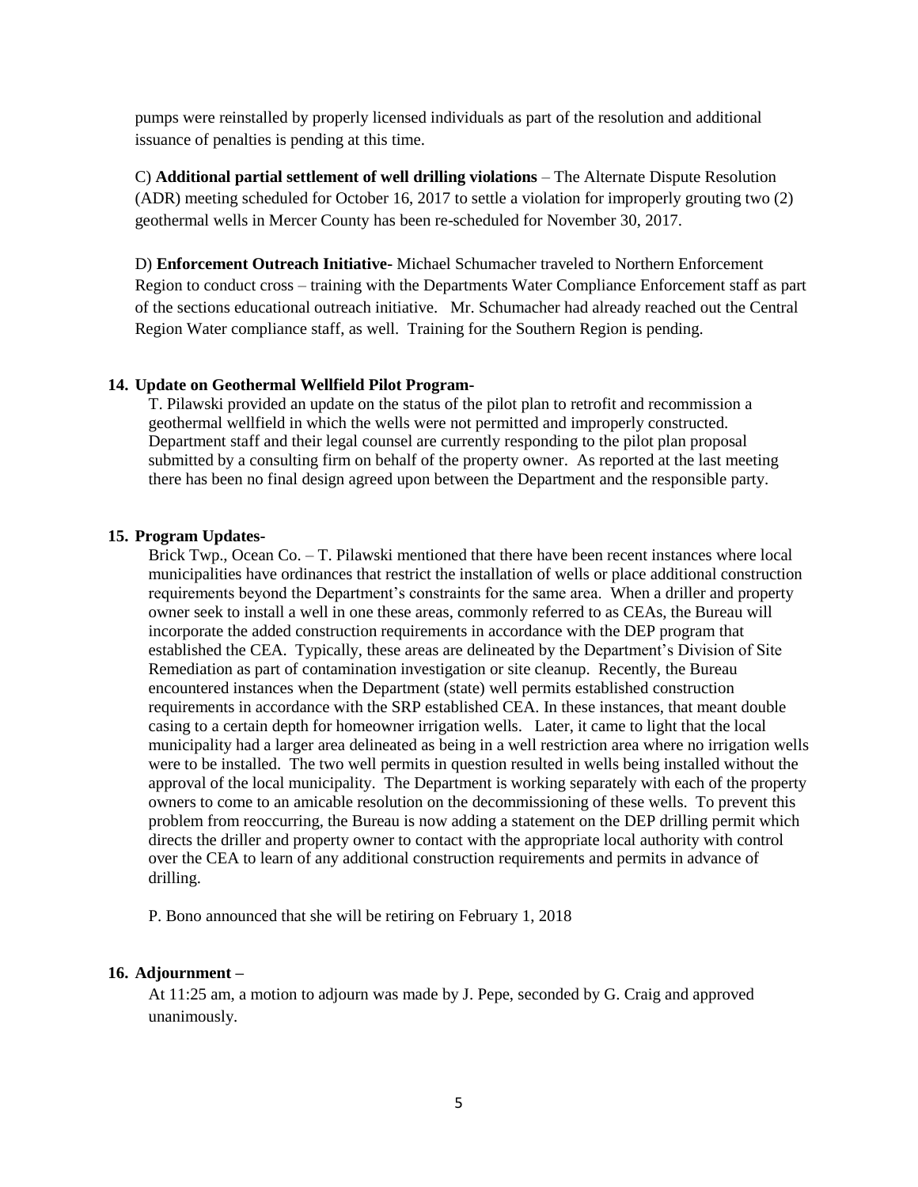pumps were reinstalled by properly licensed individuals as part of the resolution and additional issuance of penalties is pending at this time.

C) **Additional partial settlement of well drilling violations** – The Alternate Dispute Resolution (ADR) meeting scheduled for October 16, 2017 to settle a violation for improperly grouting two (2) geothermal wells in Mercer County has been re-scheduled for November 30, 2017.

D) **Enforcement Outreach Initiative-** Michael Schumacher traveled to Northern Enforcement Region to conduct cross – training with the Departments Water Compliance Enforcement staff as part of the sections educational outreach initiative. Mr. Schumacher had already reached out the Central Region Water compliance staff, as well. Training for the Southern Region is pending.

**14. Update on Geothermal Wellfield Pilot Program-**

T. Pilawski provided an update on the status of the pilot plan to retrofit and recommission a geothermal wellfield in which the wells were not permitted and improperly constructed. Department staff and their legal counsel are currently responding to the pilot plan proposal submitted by a consulting firm on behalf of the property owner. As reported at the last meeting there has been no final design agreed upon between the Department and the responsible party.

**15. Program Updates-**

Brick Twp., Ocean Co. – T. Pilawski mentioned that there have been recent instances where local municipalities have ordinances that restrict the installation of wells or place additional construction requirements beyond the Department's constraints for the same area. When a driller and property owner seek to install a well in one these areas, commonly referred to as CEAs, the Bureau will incorporate the added construction requirements in accordance with the DEP program that established the CEA. Typically, these areas are delineated by the Department's Division of Site Remediation as part of contamination investigation or site cleanup. Recently, the Bureau encountered instances when the Department (state) well permits established construction requirements in accordance with the SRP established CEA. In these instances, that meant double casing to a certain depth for homeowner irrigation wells. Later, it came to light that the local municipality had a larger area delineated as being in a well restriction area where no irrigation wells were to be installed. The two well permits in question resulted in wells being installed without the approval of the local municipality. The Department is working separately with each of the property owners to come to an amicable resolution on the decommissioning of these wells. To prevent this problem from reoccurring, the Bureau is now adding a statement on the DEP drilling permit which directs the driller and property owner to contact with the appropriate local authority with control over the CEA to learn of any additional construction requirements and permits in advance of drilling.

P. Bono announced that she will be retiring on February 1, 2018

**16. Adjournment –**

At 11:25 am, a motion to adjourn was made by J. Pepe, seconded by G. Craig and approved unanimously.